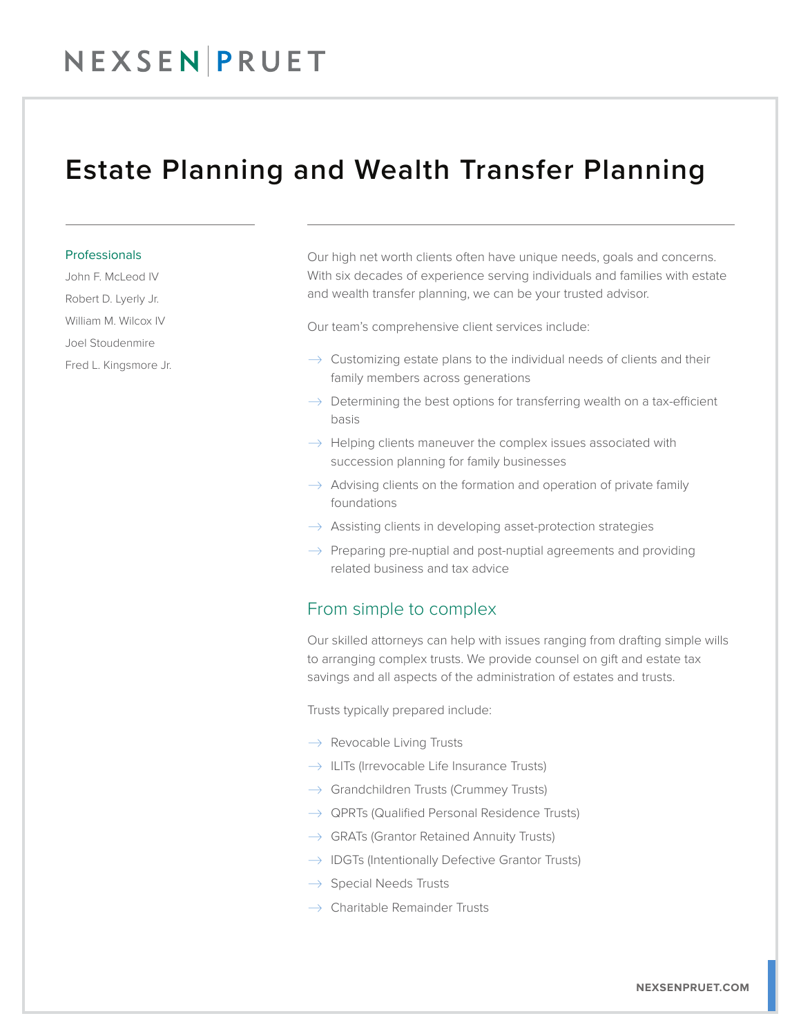NEXSEN | PRUET

# Estate Planning and Wealth Transfer Planning

### Professionals

John F. McLeod IV

Robert D. Lyerly Jr.

William M. Wilcox IV

Joel Stoudenmire

Fred L. Kingsmore Jr.

Our high net worth clients often have unique needs, goals and concerns. With six decades of experience serving individuals and families with estate and wealth transfer planning, we can be your trusted advisor.

Our team's comprehensive client services include:

- Customizing estate plans to the individual needs of clients and their family members across generations
- Determining the best options for transferring wealth on a tax-efficient basis
- Helping clients maneuver the complex issues associated with succession planning for family businesses
- Advising clients on the formation and operation of private family foundations
- Assisting clients in developing asset-protection strategies
- Preparing pre-nuptial and post-nuptial agreements and providing related business and tax advice

## From simple to complex

Our skilled attorneys can help with issues ranging from drafting simple wills to arranging complex trusts. We provide counsel on gift and estate tax savings and all aspects of the administration of estates and trusts.

Trusts typically prepared include:

- Revocable Living Trusts
- ILITs (Irrevocable Life Insurance Trusts)
- Grandchildren Trusts (Crummey Trusts)
- QPRTs (Qualified Personal Residence Trusts)
- GRATs (Grantor Retained Annuity Trusts)
- IDGTs (Intentionally Defective Grantor Trusts)
- Special Needs Trusts
- Charitable Remainder Trusts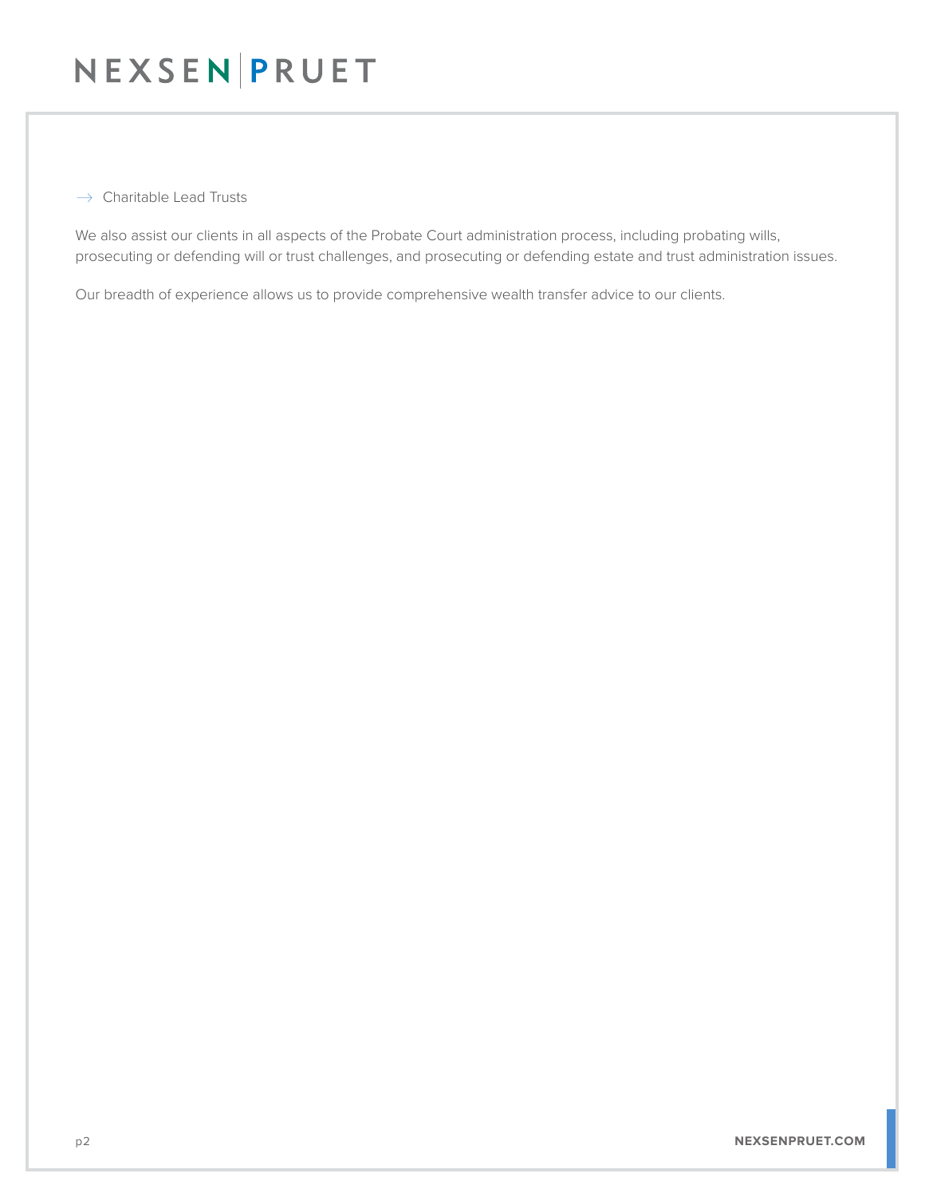- Charitable Lead Trusts

We also assist our clients in all aspects of the Probate Court administration process, including probating wills, prosecuting or defending will or trust challenges, and prosecuting or defending estate and trust administration issues.

Our breadth of experience allows us to provide comprehensive wealth transfer advice to our clients.